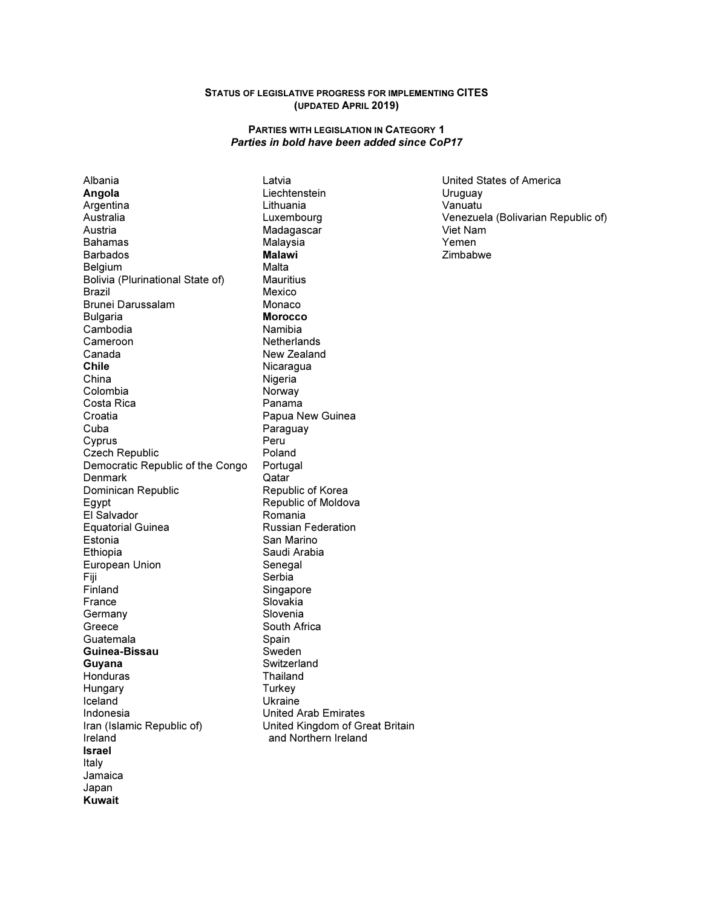## STATUS OF LEGISLATIVE PROGRESS FOR IMPLEMENTING CITES
## (UPDATED APRIL 2019)

### PARTIES WITH LEGISLATION IN CATEGORY 1

***Parties in bold have been added since CoP17***

Albania
**Angola**
Argentina
Australia
Austria
Bahamas
Barbados
Belgium
Bolivia (Plurinational State of)
Brazil
Brunei Darussalam
Bulgaria
Cambodia
Cameroon
Canada
**Chile**
China
Colombia
Costa Rica
Croatia
Cuba
Cyprus
Czech Republic
Democratic Republic of the Congo
Denmark
Dominican Republic
Egypt
El Salvador
Equatorial Guinea
Estonia
Ethiopia
European Union
Fiji
Finland
France
Germany
Greece
Guatemala
**Guinea-Bissau**
**Guyana**
Honduras
Hungary
Iceland
Indonesia
Iran (Islamic Republic of)
Ireland
**Israel**
Italy
Jamaica
Japan
**Kuwait**
Latvia
Liechtenstein
Lithuania
Luxembourg
Madagascar
Malaysia
**Malawi**
Malta
Mauritius
Mexico
Monaco
**Morocco**
Namibia
Netherlands
New Zealand
Nicaragua
Nigeria
Norway
Panama
Papua New Guinea
Paraguay
Peru
Poland
Portugal
Qatar
Republic of Korea
Republic of Moldova
Romania
Russian Federation
San Marino
Saudi Arabia
Senegal
Serbia
Singapore
Slovakia
Slovenia
South Africa
Spain
Sweden
Switzerland
Thailand
Turkey
Ukraine
United Arab Emirates
United Kingdom of Great Britain and Northern Ireland
United States of America
Uruguay
Vanuatu
Venezuela (Bolivarian Republic of)
Viet Nam
Yemen
Zimbabwe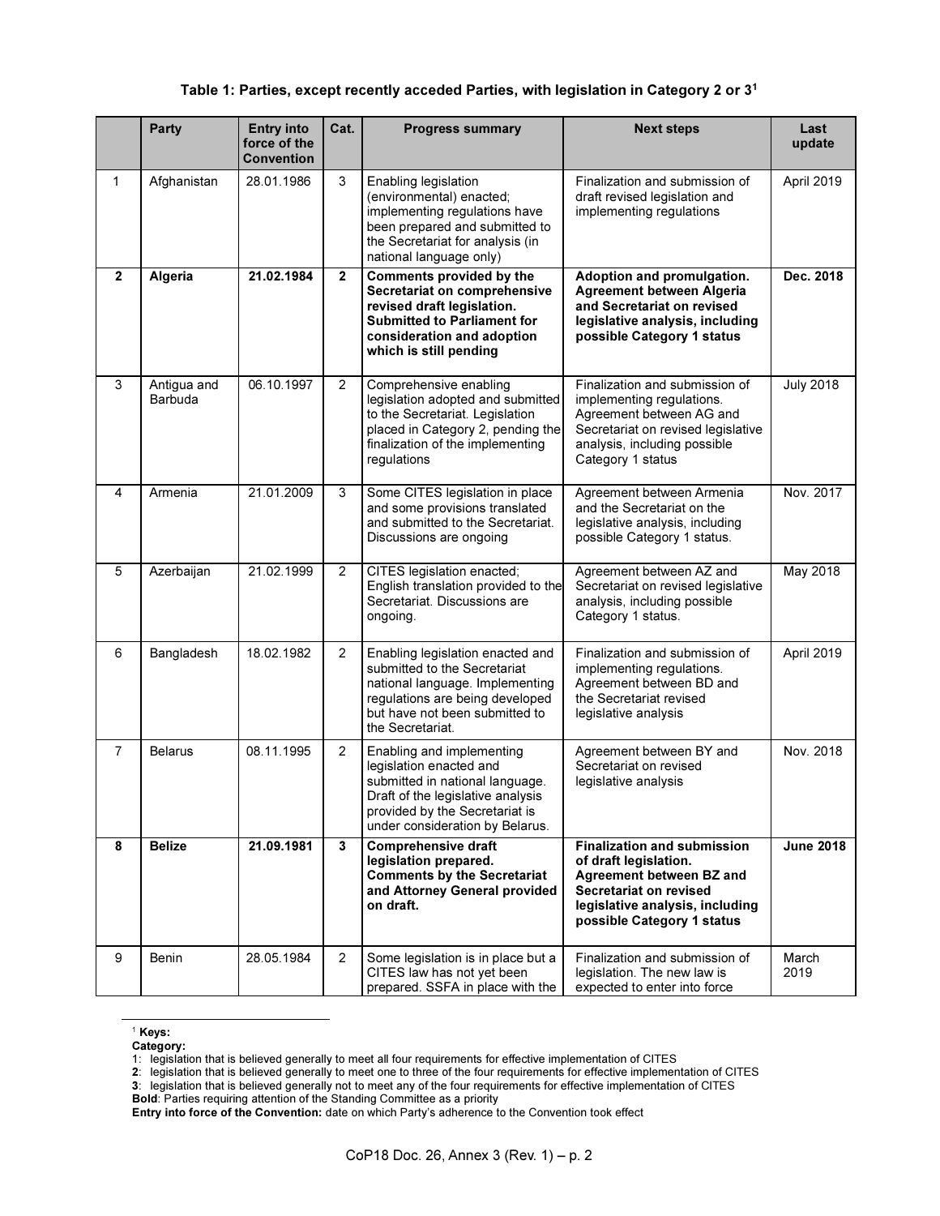**Table 1: Parties, except recently acceded Parties, with legislation in Category 2 or 3[1]**

| | Party | Entry into force of the Convention | Cat. | Progress summary | Next steps | Last update |
|---|---|---|---|---|---|---|
| 1 | Afghanistan | 28.01.1986 | 3 | Enabling legislation (environmental) enacted; implementing regulations have been prepared and submitted to the Secretariat for analysis (in national language only) | Finalization and submission of draft revised legislation and implementing regulations | April 2019 |
| **2** | **Algeria** | **21.02.1984** | **2** | **Comments provided by the Secretariat on comprehensive revised draft legislation. Submitted to Parliament for consideration and adoption which is still pending** | **Adoption and promulgation. Agreement between Algeria and Secretariat on revised legislative analysis, including possible Category 1 status** | **Dec. 2018** |
| 3 | Antigua and Barbuda | 06.10.1997 | 2 | Comprehensive enabling legislation adopted and submitted to the Secretariat. Legislation placed in Category 2, pending the finalization of the implementing regulations | Finalization and submission of implementing regulations. Agreement between AG and Secretariat on revised legislative analysis, including possible Category 1 status | July 2018 |
| 4 | Armenia | 21.01.2009 | 3 | Some CITES legislation in place and some provisions translated and submitted to the Secretariat. Discussions are ongoing | Agreement between Armenia and the Secretariat on the legislative analysis, including possible Category 1 status. | Nov. 2017 |
| 5 | Azerbaijan | 21.02.1999 | 2 | CITES legislation enacted; English translation provided to the Secretariat. Discussions are ongoing. | Agreement between AZ and Secretariat on revised legislative analysis, including possible Category 1 status. | May 2018 |
| 6 | Bangladesh | 18.02.1982 | 2 | Enabling legislation enacted and submitted to the Secretariat national language. Implementing regulations are being developed but have not been submitted to the Secretariat. | Finalization and submission of implementing regulations. Agreement between BD and the Secretariat revised legislative analysis | April 2019 |
| 7 | Belarus | 08.11.1995 | 2 | Enabling and implementing legislation enacted and submitted in national language. Draft of the legislative analysis provided by the Secretariat is under consideration by Belarus. | Agreement between BY and Secretariat on revised legislative analysis | Nov. 2018 |
| **8** | **Belize** | **21.09.1981** | **3** | **Comprehensive draft legislation prepared. Comments by the Secretariat and Attorney General provided on draft.** | **Finalization and submission of draft legislation. Agreement between BZ and Secretariat on revised legislative analysis, including possible Category 1 status** | **June 2018** |
| 9 | Benin | 28.05.1984 | 2 | Some legislation is in place but a CITES law has not yet been prepared. SSFA in place with the | Finalization and submission of legislation. The new law is expected to enter into force | March 2019 |

[1] **Keys:**
**Category:**
1: legislation that is believed generally to meet all four requirements for effective implementation of CITES
2: legislation that is believed generally to meet one to three of the four requirements for effective implementation of CITES
3: legislation that is believed generally not to meet any of the four requirements for effective implementation of CITES
**Bold**: Parties requiring attention of the Standing Committee as a priority
**Entry into force of the Convention:** date on which Party's adherence to the Convention took effect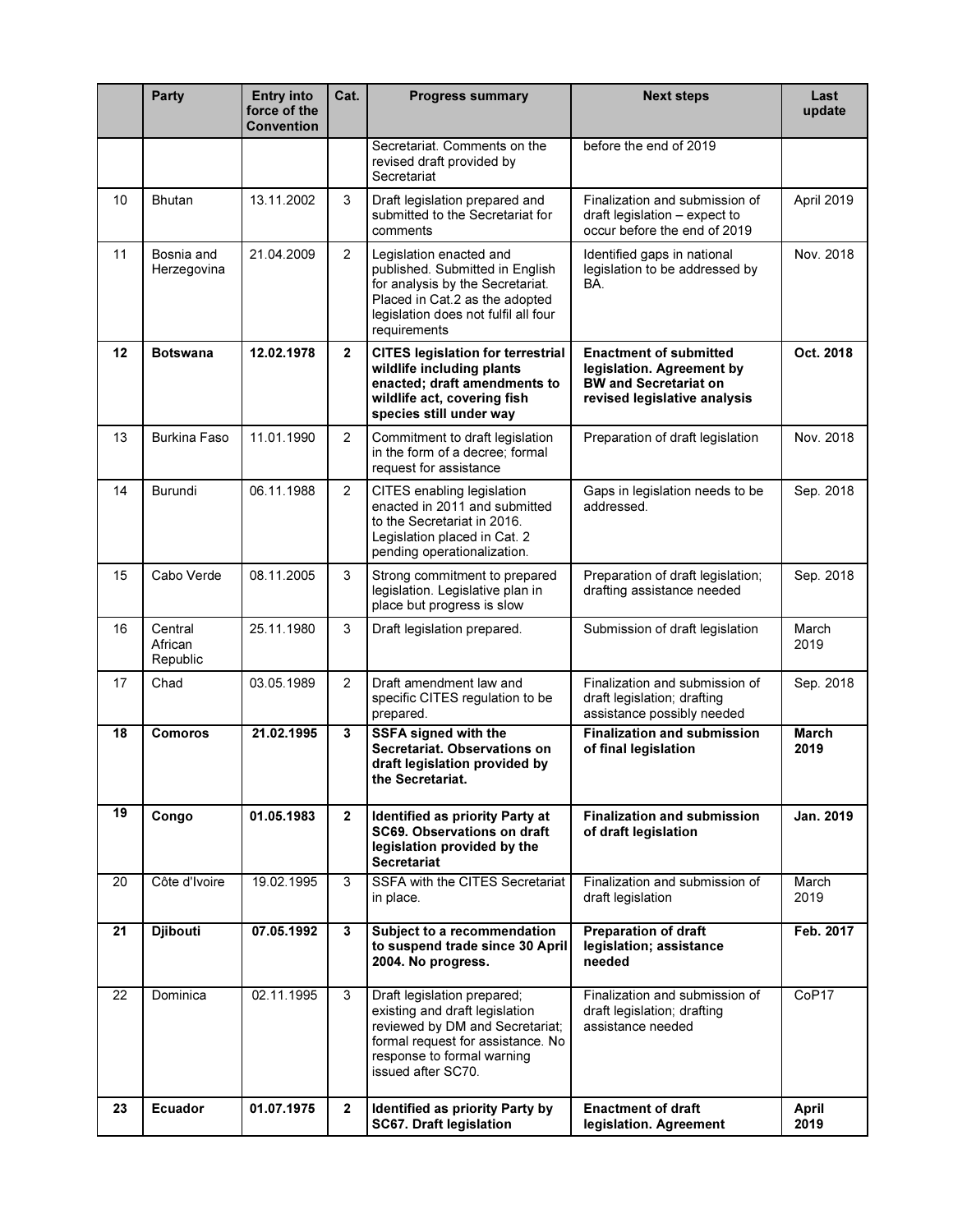| | Party | Entry into force of the Convention | Cat. | Progress summary | Next steps | Last update |
|---|---|---|---|---|---|---|
| | | | | Secretariat. Comments on the revised draft provided by Secretariat | before the end of 2019 | |
| 10 | Bhutan | 13.11.2002 | 3 | Draft legislation prepared and submitted to the Secretariat for comments | Finalization and submission of draft legislation – expect to occur before the end of 2019 | April 2019 |
| 11 | Bosnia and Herzegovina | 21.04.2009 | 2 | Legislation enacted and published. Submitted in English for analysis by the Secretariat. Placed in Cat.2 as the adopted legislation does not fulfil all four requirements | Identified gaps in national legislation to be addressed by BA. | Nov. 2018 |
| **12** | **Botswana** | **12.02.1978** | **2** | **CITES legislation for terrestrial wildlife including plants enacted; draft amendments to wildlife act, covering fish species still under way** | **Enactment of submitted legislation. Agreement by BW and Secretariat on revised legislative analysis** | **Oct. 2018** |
| 13 | Burkina Faso | 11.01.1990 | 2 | Commitment to draft legislation in the form of a decree; formal request for assistance | Preparation of draft legislation | Nov. 2018 |
| 14 | Burundi | 06.11.1988 | 2 | CITES enabling legislation enacted in 2011 and submitted to the Secretariat in 2016. Legislation placed in Cat. 2 pending operationalization. | Gaps in legislation needs to be addressed. | Sep. 2018 |
| 15 | Cabo Verde | 08.11.2005 | 3 | Strong commitment to prepared legislation. Legislative plan in place but progress is slow | Preparation of draft legislation; drafting assistance needed | Sep. 2018 |
| 16 | Central African Republic | 25.11.1980 | 3 | Draft legislation prepared. | Submission of draft legislation | March 2019 |
| 17 | Chad | 03.05.1989 | 2 | Draft amendment law and specific CITES regulation to be prepared. | Finalization and submission of draft legislation; drafting assistance possibly needed | Sep. 2018 |
| **18** | **Comoros** | **21.02.1995** | **3** | **SSFA signed with the Secretariat. Observations on draft legislation provided by the Secretariat.** | **Finalization and submission of final legislation** | **March 2019** |
| **19** | **Congo** | **01.05.1983** | **2** | **Identified as priority Party at SC69. Observations on draft legislation provided by the Secretariat** | **Finalization and submission of draft legislation** | **Jan. 2019** |
| 20 | Côte d'Ivoire | 19.02.1995 | 3 | SSFA with the CITES Secretariat in place. | Finalization and submission of draft legislation | March 2019 |
| **21** | **Djibouti** | **07.05.1992** | **3** | **Subject to a recommendation to suspend trade since 30 April 2004. No progress.** | **Preparation of draft legislation; assistance needed** | **Feb. 2017** |
| 22 | Dominica | 02.11.1995 | 3 | Draft legislation prepared; existing and draft legislation reviewed by DM and Secretariat; formal request for assistance. No response to formal warning issued after SC70. | Finalization and submission of draft legislation; drafting assistance needed | CoP17 |
| **23** | **Ecuador** | **01.07.1975** | **2** | **Identified as priority Party by SC67. Draft legislation** | **Enactment of draft legislation. Agreement** | **April 2019** |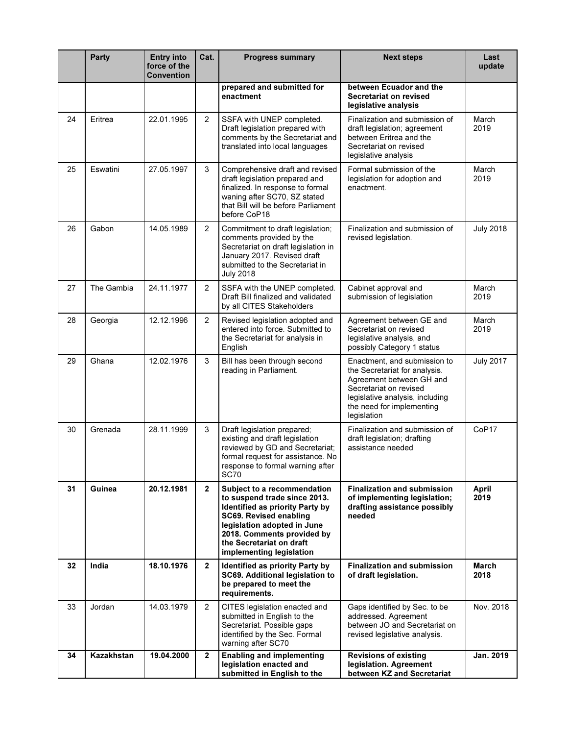| | Party | Entry into force of the Convention | Cat. | Progress summary | Next steps | Last update |
|---|---|---|---|---|---|---|
| | | | | **prepared and submitted for enactment** | **between Ecuador and the Secretariat on revised legislative analysis** | |
| 24 | Eritrea | 22.01.1995 | 2 | SSFA with UNEP completed. Draft legislation prepared with comments by the Secretariat and translated into local languages | Finalization and submission of draft legislation; agreement between Eritrea and the Secretariat on revised legislative analysis | March 2019 |
| 25 | Eswatini | 27.05.1997 | 3 | Comprehensive draft and revised draft legislation prepared and finalized. In response to formal waning after SC70, SZ stated that Bill will be before Parliament before CoP18 | Formal submission of the legislation for adoption and enactment. | March 2019 |
| 26 | Gabon | 14.05.1989 | 2 | Commitment to draft legislation; comments provided by the Secretariat on draft legislation in January 2017. Revised draft submitted to the Secretariat in July 2018 | Finalization and submission of revised legislation. | July 2018 |
| 27 | The Gambia | 24.11.1977 | 2 | SSFA with the UNEP completed. Draft Bill finalized and validated by all CITES Stakeholders | Cabinet approval and submission of legislation | March 2019 |
| 28 | Georgia | 12.12.1996 | 2 | Revised legislation adopted and entered into force. Submitted to the Secretariat for analysis in English | Agreement between GE and Secretariat on revised legislative analysis, and possibly Category 1 status | March 2019 |
| 29 | Ghana | 12.02.1976 | 3 | Bill has been through second reading in Parliament. | Enactment, and submission to the Secretariat for analysis. Agreement between GH and Secretariat on revised legislative analysis, including the need for implementing legislation | July 2017 |
| 30 | Grenada | 28.11.1999 | 3 | Draft legislation prepared; existing and draft legislation reviewed by GD and Secretariat; formal request for assistance. No response to formal warning after SC70 | Finalization and submission of draft legislation; drafting assistance needed | CoP17 |
| **31** | **Guinea** | **20.12.1981** | **2** | **Subject to a recommendation to suspend trade since 2013. Identified as priority Party by SC69. Revised enabling legislation adopted in June 2018. Comments provided by the Secretariat on draft implementing legislation** | **Finalization and submission of implementing legislation; drafting assistance possibly needed** | **April 2019** |
| **32** | **India** | **18.10.1976** | **2** | **Identified as priority Party by SC69. Additional legislation to be prepared to meet the requirements.** | **Finalization and submission of draft legislation.** | **March 2018** |
| 33 | Jordan | 14.03.1979 | 2 | CITES legislation enacted and submitted in English to the Secretariat. Possible gaps identified by the Sec. Formal warning after SC70 | Gaps identified by Sec. to be addressed. Agreement between JO and Secretariat on revised legislative analysis. | Nov. 2018 |
| **34** | **Kazakhstan** | **19.04.2000** | **2** | **Enabling and implementing legislation enacted and submitted in English to the** | **Revisions of existing legislation. Agreement between KZ and Secretariat** | **Jan. 2019** |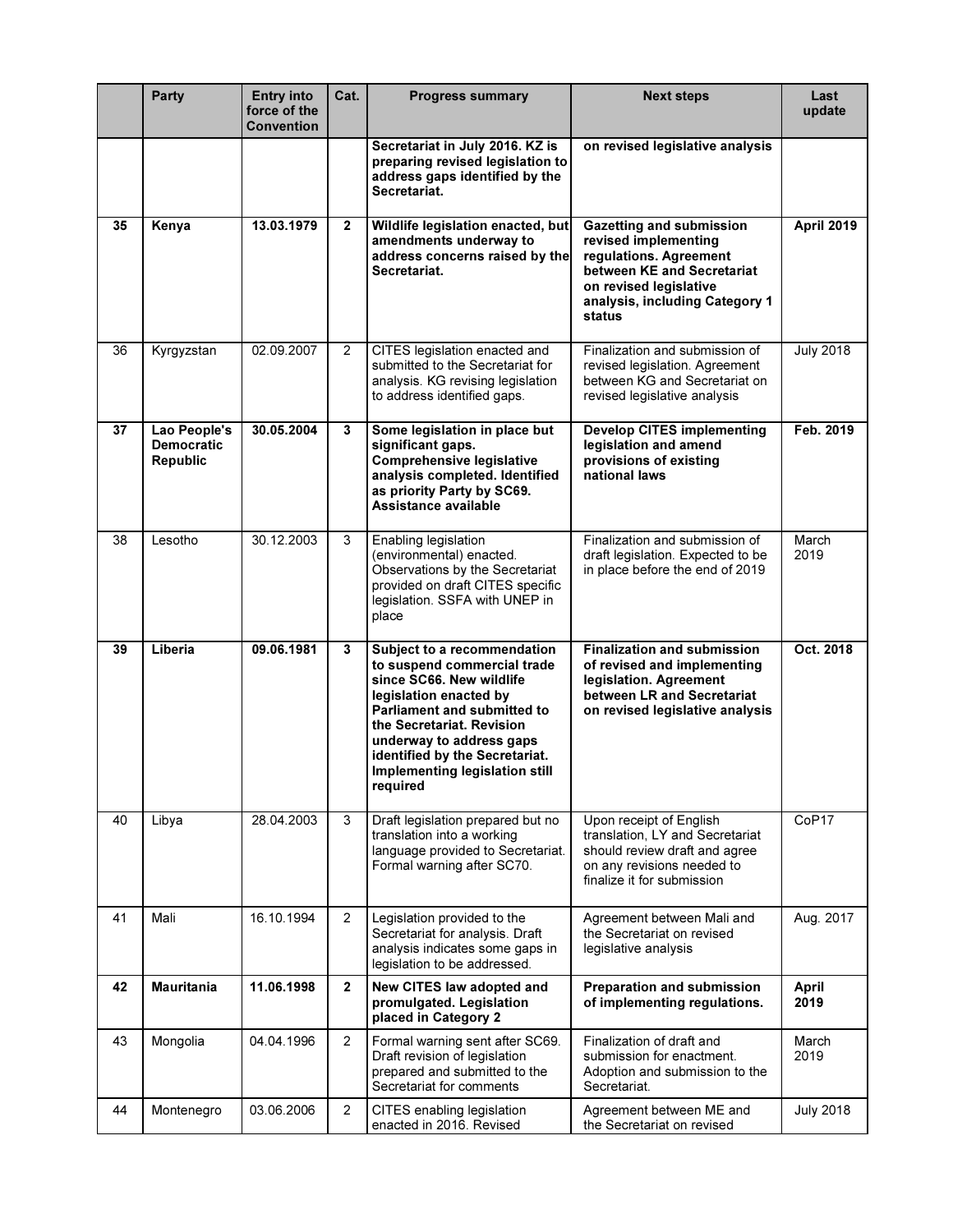|  | Party | Entry into force of the Convention | Cat. | Progress summary | Next steps | Last update |
|---|---|---|---|---|---|---|
|  |  |  |  | **Secretariat in July 2016. KZ is preparing revised legislation to address gaps identified by the Secretariat.** | **on revised legislative analysis** |  |
| **35** | **Kenya** | **13.03.1979** | **2** | **Wildlife legislation enacted, but amendments underway to address concerns raised by the Secretariat.** | **Gazetting and submission revised implementing regulations. Agreement between KE and Secretariat on revised legislative analysis, including Category 1 status** | **April 2019** |
| 36 | Kyrgyzstan | 02.09.2007 | 2 | CITES legislation enacted and submitted to the Secretariat for analysis. KG revising legislation to address identified gaps. | Finalization and submission of revised legislation. Agreement between KG and Secretariat on revised legislative analysis | July 2018 |
| **37** | **Lao People's Democratic Republic** | **30.05.2004** | **3** | **Some legislation in place but significant gaps. Comprehensive legislative analysis completed. Identified as priority Party by SC69. Assistance available** | **Develop CITES implementing legislation and amend provisions of existing national laws** | **Feb. 2019** |
| 38 | Lesotho | 30.12.2003 | 3 | Enabling legislation (environmental) enacted. Observations by the Secretariat provided on draft CITES specific legislation. SSFA with UNEP in place | Finalization and submission of draft legislation. Expected to be in place before the end of 2019 | March 2019 |
| **39** | **Liberia** | **09.06.1981** | **3** | **Subject to a recommendation to suspend commercial trade since SC66. New wildlife legislation enacted by Parliament and submitted to the Secretariat. Revision underway to address gaps identified by the Secretariat. Implementing legislation still required** | **Finalization and submission of revised and implementing legislation. Agreement between LR and Secretariat on revised legislative analysis** | **Oct. 2018** |
| 40 | Libya | 28.04.2003 | 3 | Draft legislation prepared but no translation into a working language provided to Secretariat. Formal warning after SC70. | Upon receipt of English translation, LY and Secretariat should review draft and agree on any revisions needed to finalize it for submission | CoP17 |
| 41 | Mali | 16.10.1994 | 2 | Legislation provided to the Secretariat for analysis. Draft analysis indicates some gaps in legislation to be addressed. | Agreement between Mali and the Secretariat on revised legislative analysis | Aug. 2017 |
| **42** | **Mauritania** | **11.06.1998** | **2** | **New CITES law adopted and promulgated. Legislation placed in Category 2** | **Preparation and submission of implementing regulations.** | **April 2019** |
| 43 | Mongolia | 04.04.1996 | 2 | Formal warning sent after SC69. Draft revision of legislation prepared and submitted to the Secretariat for comments | Finalization of draft and submission for enactment. Adoption and submission to the Secretariat. | March 2019 |
| 44 | Montenegro | 03.06.2006 | 2 | CITES enabling legislation enacted in 2016. Revised | Agreement between ME and the Secretariat on revised | July 2018 |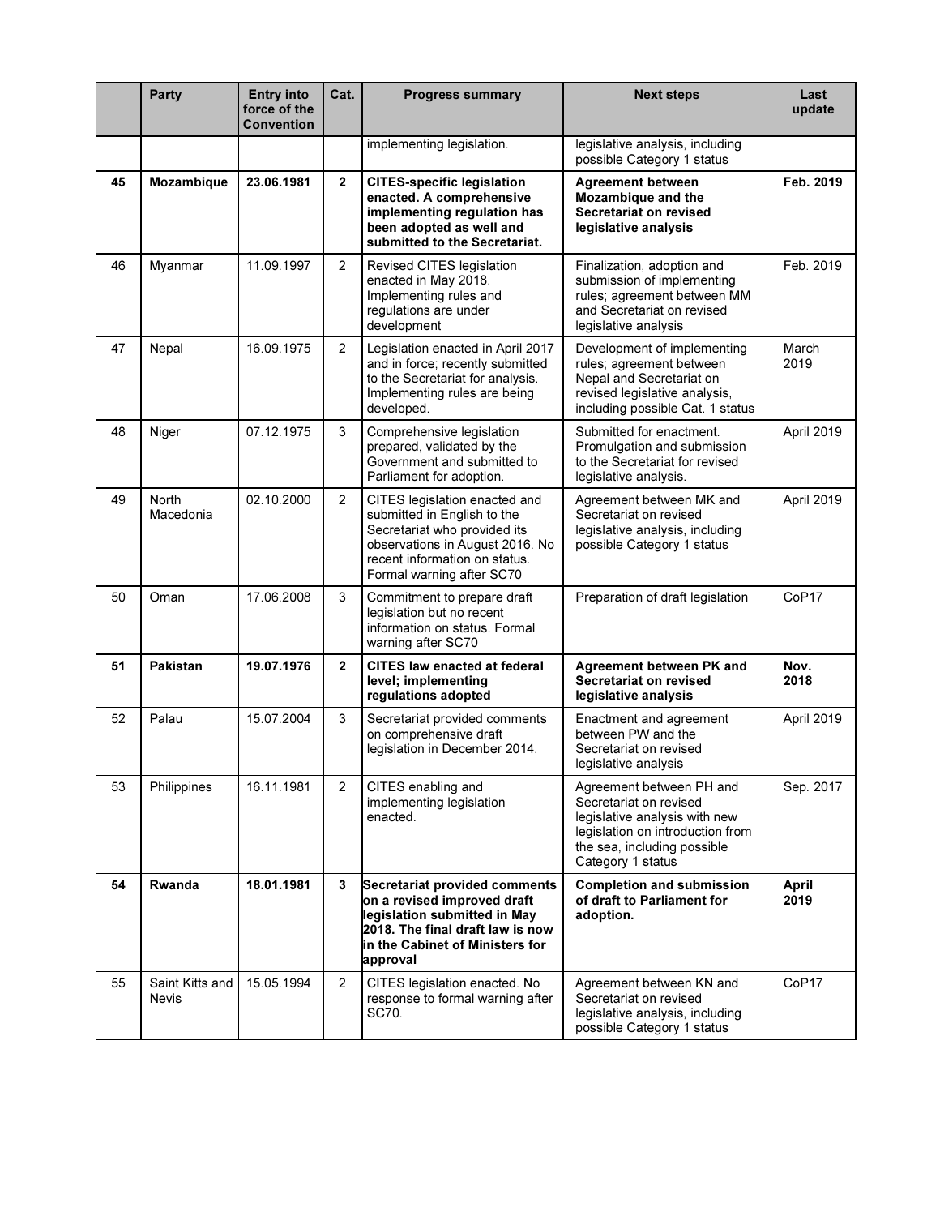|  | Party | Entry into force of the Convention | Cat. | Progress summary | Next steps | Last update |
|---|---|---|---|---|---|---|
|  |  |  |  | implementing legislation. | legislative analysis, including possible Category 1 status |  |
| **45** | **Mozambique** | **23.06.1981** | **2** | **CITES-specific legislation enacted. A comprehensive implementing regulation has been adopted as well and submitted to the Secretariat.** | **Agreement between Mozambique and the Secretariat on revised legislative analysis** | **Feb. 2019** |
| 46 | Myanmar | 11.09.1997 | 2 | Revised CITES legislation enacted in May 2018. Implementing rules and regulations are under development | Finalization, adoption and submission of implementing rules; agreement between MM and Secretariat on revised legislative analysis | Feb. 2019 |
| 47 | Nepal | 16.09.1975 | 2 | Legislation enacted in April 2017 and in force; recently submitted to the Secretariat for analysis. Implementing rules are being developed. | Development of implementing rules; agreement between Nepal and Secretariat on revised legislative analysis, including possible Cat. 1 status | March 2019 |
| 48 | Niger | 07.12.1975 | 3 | Comprehensive legislation prepared, validated by the Government and submitted to Parliament for adoption. | Submitted for enactment. Promulgation and submission to the Secretariat for revised legislative analysis. | April 2019 |
| 49 | North Macedonia | 02.10.2000 | 2 | CITES legislation enacted and submitted in English to the Secretariat who provided its observations in August 2016. No recent information on status. Formal warning after SC70 | Agreement between MK and Secretariat on revised legislative analysis, including possible Category 1 status | April 2019 |
| 50 | Oman | 17.06.2008 | 3 | Commitment to prepare draft legislation but no recent information on status. Formal warning after SC70 | Preparation of draft legislation | CoP17 |
| **51** | **Pakistan** | **19.07.1976** | **2** | **CITES law enacted at federal level; implementing regulations adopted** | **Agreement between PK and Secretariat on revised legislative analysis** | **Nov. 2018** |
| 52 | Palau | 15.07.2004 | 3 | Secretariat provided comments on comprehensive draft legislation in December 2014. | Enactment and agreement between PW and the Secretariat on revised legislative analysis | April 2019 |
| 53 | Philippines | 16.11.1981 | 2 | CITES enabling and implementing legislation enacted. | Agreement between PH and Secretariat on revised legislative analysis with new legislation on introduction from the sea, including possible Category 1 status | Sep. 2017 |
| **54** | **Rwanda** | **18.01.1981** | **3** | **Secretariat provided comments on a revised improved draft legislation submitted in May 2018. The final draft law is now in the Cabinet of Ministers for approval** | **Completion and submission of draft to Parliament for adoption.** | **April 2019** |
| 55 | Saint Kitts and Nevis | 15.05.1994 | 2 | CITES legislation enacted. No response to formal warning after SC70. | Agreement between KN and Secretariat on revised legislative analysis, including possible Category 1 status | CoP17 |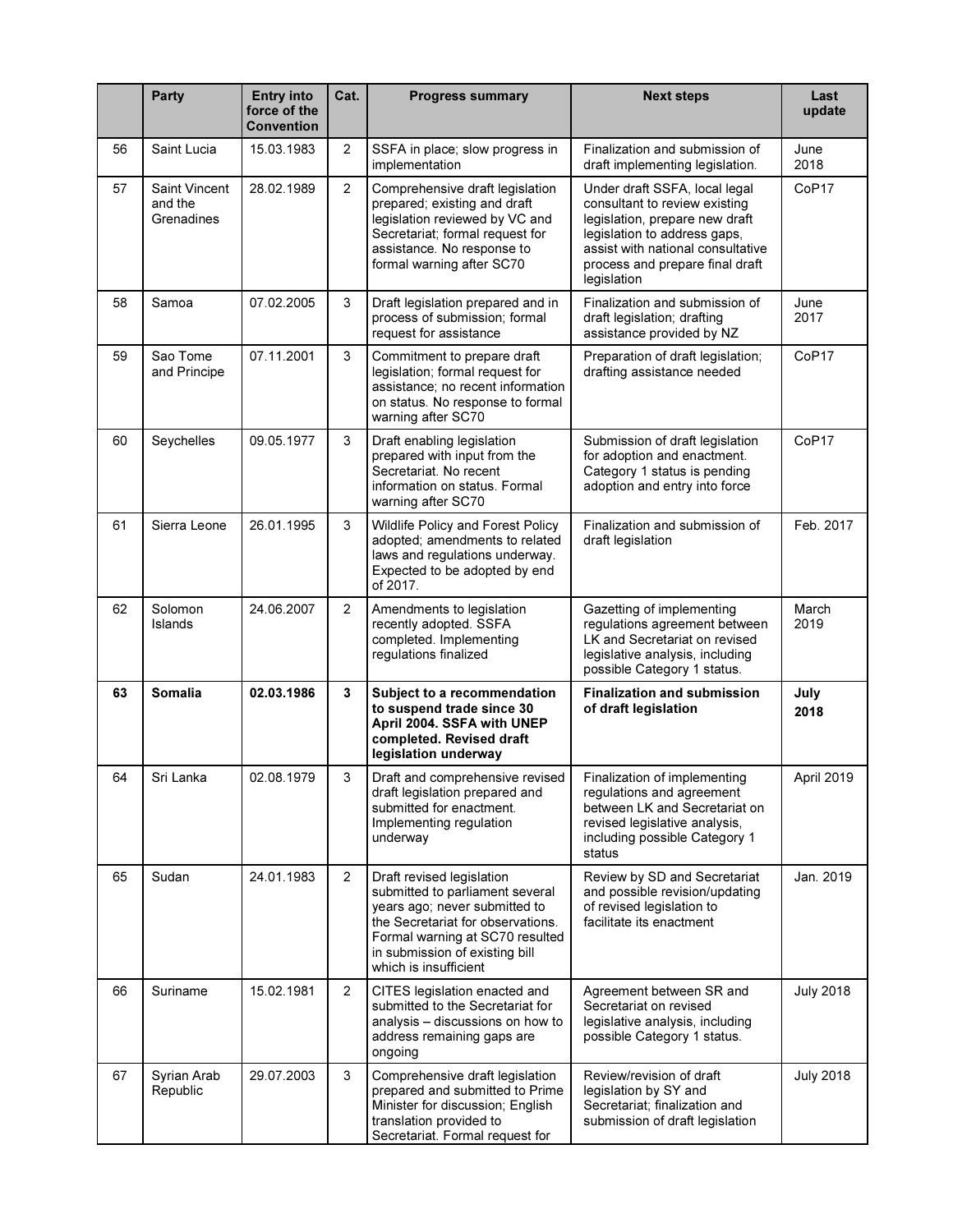| | Party | Entry into force of the Convention | Cat. | Progress summary | Next steps | Last update |
|---|---|---|---|---|---|---|
| 56 | Saint Lucia | 15.03.1983 | 2 | SSFA in place; slow progress in implementation | Finalization and submission of draft implementing legislation. | June 2018 |
| 57 | Saint Vincent and the Grenadines | 28.02.1989 | 2 | Comprehensive draft legislation prepared; existing and draft legislation reviewed by VC and Secretariat; formal request for assistance. No response to formal warning after SC70 | Under draft SSFA, local legal consultant to review existing legislation, prepare new draft legislation to address gaps, assist with national consultative process and prepare final draft legislation | CoP17 |
| 58 | Samoa | 07.02.2005 | 3 | Draft legislation prepared and in process of submission; formal request for assistance | Finalization and submission of draft legislation; drafting assistance provided by NZ | June 2017 |
| 59 | Sao Tome and Principe | 07.11.2001 | 3 | Commitment to prepare draft legislation; formal request for assistance; no recent information on status. No response to formal warning after SC70 | Preparation of draft legislation; drafting assistance needed | CoP17 |
| 60 | Seychelles | 09.05.1977 | 3 | Draft enabling legislation prepared with input from the Secretariat. No recent information on status. Formal warning after SC70 | Submission of draft legislation for adoption and enactment. Category 1 status is pending adoption and entry into force | CoP17 |
| 61 | Sierra Leone | 26.01.1995 | 3 | Wildlife Policy and Forest Policy adopted; amendments to related laws and regulations underway. Expected to be adopted by end of 2017. | Finalization and submission of draft legislation | Feb. 2017 |
| 62 | Solomon Islands | 24.06.2007 | 2 | Amendments to legislation recently adopted. SSFA completed. Implementing regulations finalized | Gazetting of implementing regulations agreement between LK and Secretariat on revised legislative analysis, including possible Category 1 status. | March 2019 |
| **63** | **Somalia** | **02.03.1986** | **3** | **Subject to a recommendation to suspend trade since 30 April 2004. SSFA with UNEP completed. Revised draft legislation underway** | **Finalization and submission of draft legislation** | **July 2018** |
| 64 | Sri Lanka | 02.08.1979 | 3 | Draft and comprehensive revised draft legislation prepared and submitted for enactment. Implementing regulation underway | Finalization of implementing regulations and agreement between LK and Secretariat on revised legislative analysis, including possible Category 1 status | April 2019 |
| 65 | Sudan | 24.01.1983 | 2 | Draft revised legislation submitted to parliament several years ago; never submitted to the Secretariat for observations. Formal warning at SC70 resulted in submission of existing bill which is insufficient | Review by SD and Secretariat and possible revision/updating of revised legislation to facilitate its enactment | Jan. 2019 |
| 66 | Suriname | 15.02.1981 | 2 | CITES legislation enacted and submitted to the Secretariat for analysis – discussions on how to address remaining gaps are ongoing | Agreement between SR and Secretariat on revised legislative analysis, including possible Category 1 status. | July 2018 |
| 67 | Syrian Arab Republic | 29.07.2003 | 3 | Comprehensive draft legislation prepared and submitted to Prime Minister for discussion; English translation provided to Secretariat. Formal request for | Review/revision of draft legislation by SY and Secretariat; finalization and submission of draft legislation | July 2018 |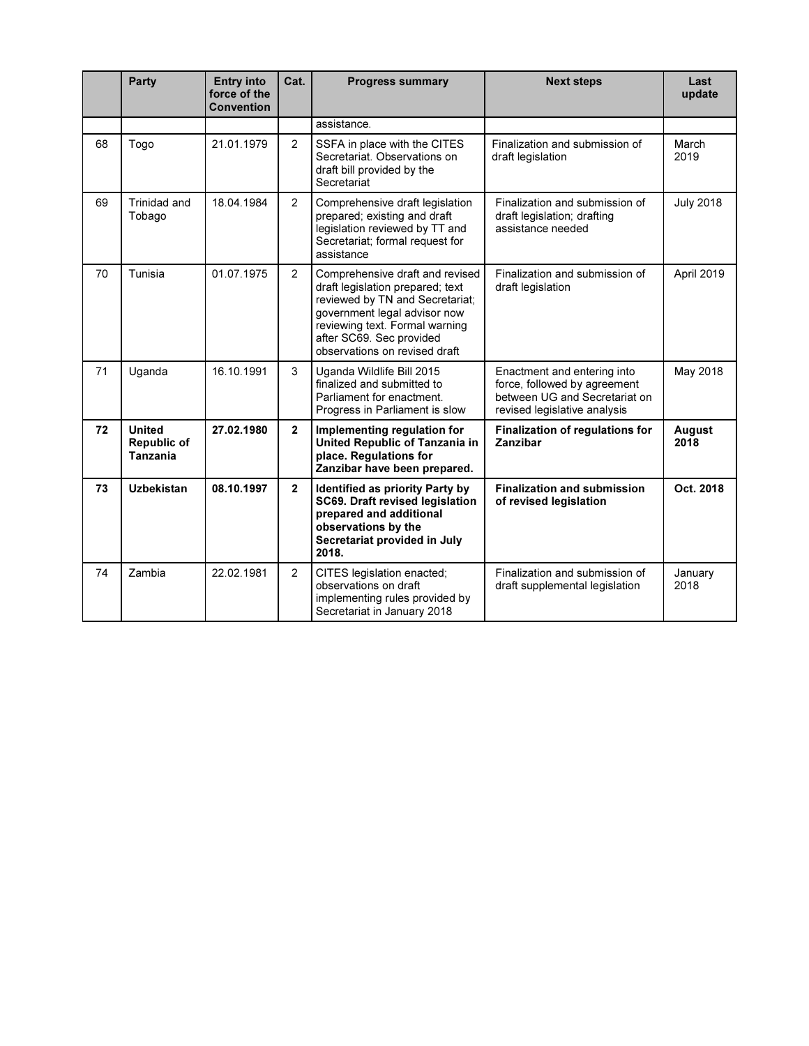|  | Party | Entry into force of the Convention | Cat. | Progress summary | Next steps | Last update |
|---|---|---|---|---|---|---|
|  |  |  |  | assistance. |  |  |
| 68 | Togo | 21.01.1979 | 2 | SSFA in place with the CITES Secretariat. Observations on draft bill provided by the Secretariat | Finalization and submission of draft legislation | March 2019 |
| 69 | Trinidad and Tobago | 18.04.1984 | 2 | Comprehensive draft legislation prepared; existing and draft legislation reviewed by TT and Secretariat; formal request for assistance | Finalization and submission of draft legislation; drafting assistance needed | July 2018 |
| 70 | Tunisia | 01.07.1975 | 2 | Comprehensive draft and revised draft legislation prepared; text reviewed by TN and Secretariat; government legal advisor now reviewing text. Formal warning after SC69. Sec provided observations on revised draft | Finalization and submission of draft legislation | April 2019 |
| 71 | Uganda | 16.10.1991 | 3 | Uganda Wildlife Bill 2015 finalized and submitted to Parliament for enactment. Progress in Parliament is slow | Enactment and entering into force, followed by agreement between UG and Secretariat on revised legislative analysis | May 2018 |
| **72** | **United Republic of Tanzania** | **27.02.1980** | **2** | **Implementing regulation for United Republic of Tanzania in place. Regulations for Zanzibar have been prepared.** | **Finalization of regulations for Zanzibar** | **August 2018** |
| **73** | **Uzbekistan** | **08.10.1997** | **2** | **Identified as priority Party by SC69. Draft revised legislation prepared and additional observations by the Secretariat provided in July 2018.** | **Finalization and submission of revised legislation** | **Oct. 2018** |
| 74 | Zambia | 22.02.1981 | 2 | CITES legislation enacted; observations on draft implementing rules provided by Secretariat in January 2018 | Finalization and submission of draft supplemental legislation | January 2018 |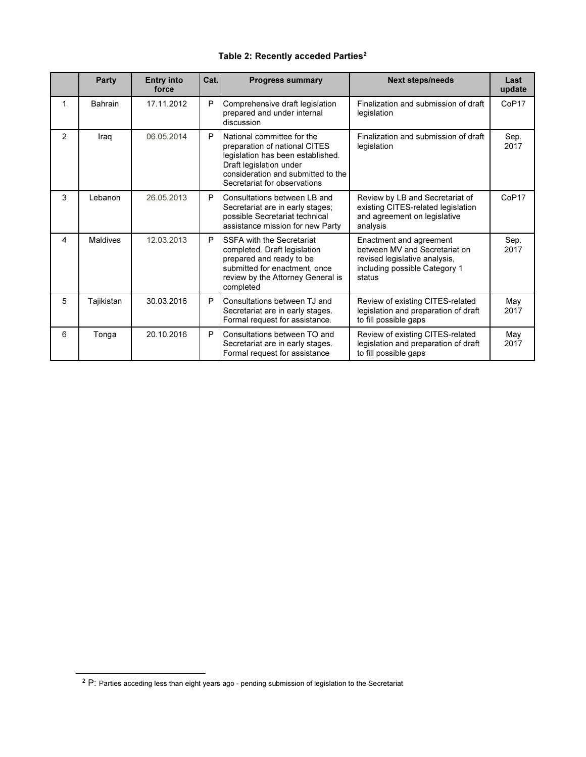**Table 2: Recently acceded Parties[2]**

| | Party | Entry into force | Cat. | Progress summary | Next steps/needs | Last update |
|---|---|---|---|---|---|---|
| 1 | Bahrain | 17.11.2012 | P | Comprehensive draft legislation prepared and under internal discussion | Finalization and submission of draft legislation | CoP17 |
| 2 | Iraq | 06.05.2014 | P | National committee for the preparation of national CITES legislation has been established. Draft legislation under consideration and submitted to the Secretariat for observations | Finalization and submission of draft legislation | Sep. 2017 |
| 3 | Lebanon | 26.05.2013 | P | Consultations between LB and Secretariat are in early stages; possible Secretariat technical assistance mission for new Party | Review by LB and Secretariat of existing CITES-related legislation and agreement on legislative analysis | CoP17 |
| 4 | Maldives | 12.03.2013 | P | SSFA with the Secretariat completed. Draft legislation prepared and ready to be submitted for enactment, once review by the Attorney General is completed | Enactment and agreement between MV and Secretariat on revised legislative analysis, including possible Category 1 status | Sep. 2017 |
| 5 | Tajikistan | 30.03.2016 | P | Consultations between TJ and Secretariat are in early stages. Formal request for assistance. | Review of existing CITES-related legislation and preparation of draft to fill possible gaps | May 2017 |
| 6 | Tonga | 20.10.2016 | P | Consultations between TO and Secretariat are in early stages. Formal request for assistance | Review of existing CITES-related legislation and preparation of draft to fill possible gaps | May 2017 |

[2] P: Parties acceding less than eight years ago - pending submission of legislation to the Secretariat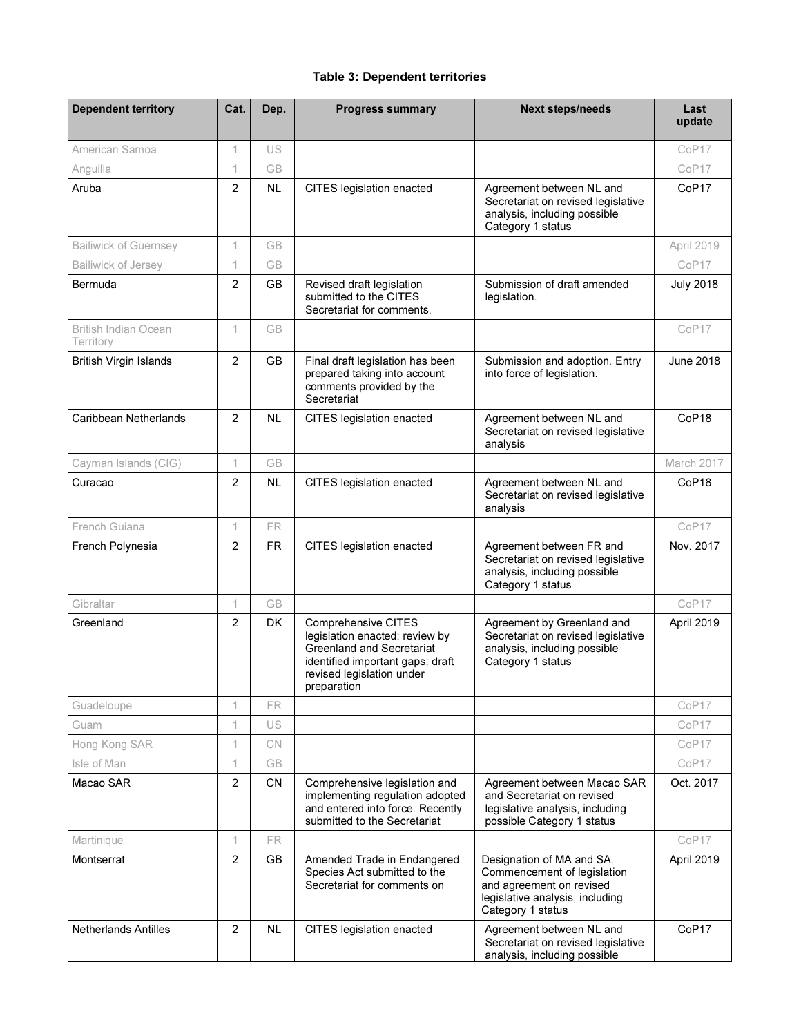**Table 3: Dependent territories**

| Dependent territory | Cat. | Dep. | Progress summary | Next steps/needs | Last update |
|---|---|---|---|---|---|
| American Samoa | 1 | US | | | CoP17 |
| Anguilla | 1 | GB | | | CoP17 |
| Aruba | 2 | NL | CITES legislation enacted | Agreement between NL and Secretariat on revised legislative analysis, including possible Category 1 status | CoP17 |
| Bailiwick of Guernsey | 1 | GB | | | April 2019 |
| Bailiwick of Jersey | 1 | GB | | | CoP17 |
| Bermuda | 2 | GB | Revised draft legislation submitted to the CITES Secretariat for comments. | Submission of draft amended legislation. | July 2018 |
| British Indian Ocean Territory | 1 | GB | | | CoP17 |
| British Virgin Islands | 2 | GB | Final draft legislation has been prepared taking into account comments provided by the Secretariat | Submission and adoption. Entry into force of legislation. | June 2018 |
| Caribbean Netherlands | 2 | NL | CITES legislation enacted | Agreement between NL and Secretariat on revised legislative analysis | CoP18 |
| Cayman Islands (CIG) | 1 | GB | | | March 2017 |
| Curacao | 2 | NL | CITES legislation enacted | Agreement between NL and Secretariat on revised legislative analysis | CoP18 |
| French Guiana | 1 | FR | | | CoP17 |
| French Polynesia | 2 | FR | CITES legislation enacted | Agreement between FR and Secretariat on revised legislative analysis, including possible Category 1 status | Nov. 2017 |
| Gibraltar | 1 | GB | | | CoP17 |
| Greenland | 2 | DK | Comprehensive CITES legislation enacted; review by Greenland and Secretariat identified important gaps; draft revised legislation under preparation | Agreement by Greenland and Secretariat on revised legislative analysis, including possible Category 1 status | April 2019 |
| Guadeloupe | 1 | FR | | | CoP17 |
| Guam | 1 | US | | | CoP17 |
| Hong Kong SAR | 1 | CN | | | CoP17 |
| Isle of Man | 1 | GB | | | CoP17 |
| Macao SAR | 2 | CN | Comprehensive legislation and implementing regulation adopted and entered into force. Recently submitted to the Secretariat | Agreement between Macao SAR and Secretariat on revised legislative analysis, including possible Category 1 status | Oct. 2017 |
| Martinique | 1 | FR | | | CoP17 |
| Montserrat | 2 | GB | Amended Trade in Endangered Species Act submitted to the Secretariat for comments on | Designation of MA and SA. Commencement of legislation and agreement on revised legislative analysis, including Category 1 status | April 2019 |
| Netherlands Antilles | 2 | NL | CITES legislation enacted | Agreement between NL and Secretariat on revised legislative analysis, including possible | CoP17 |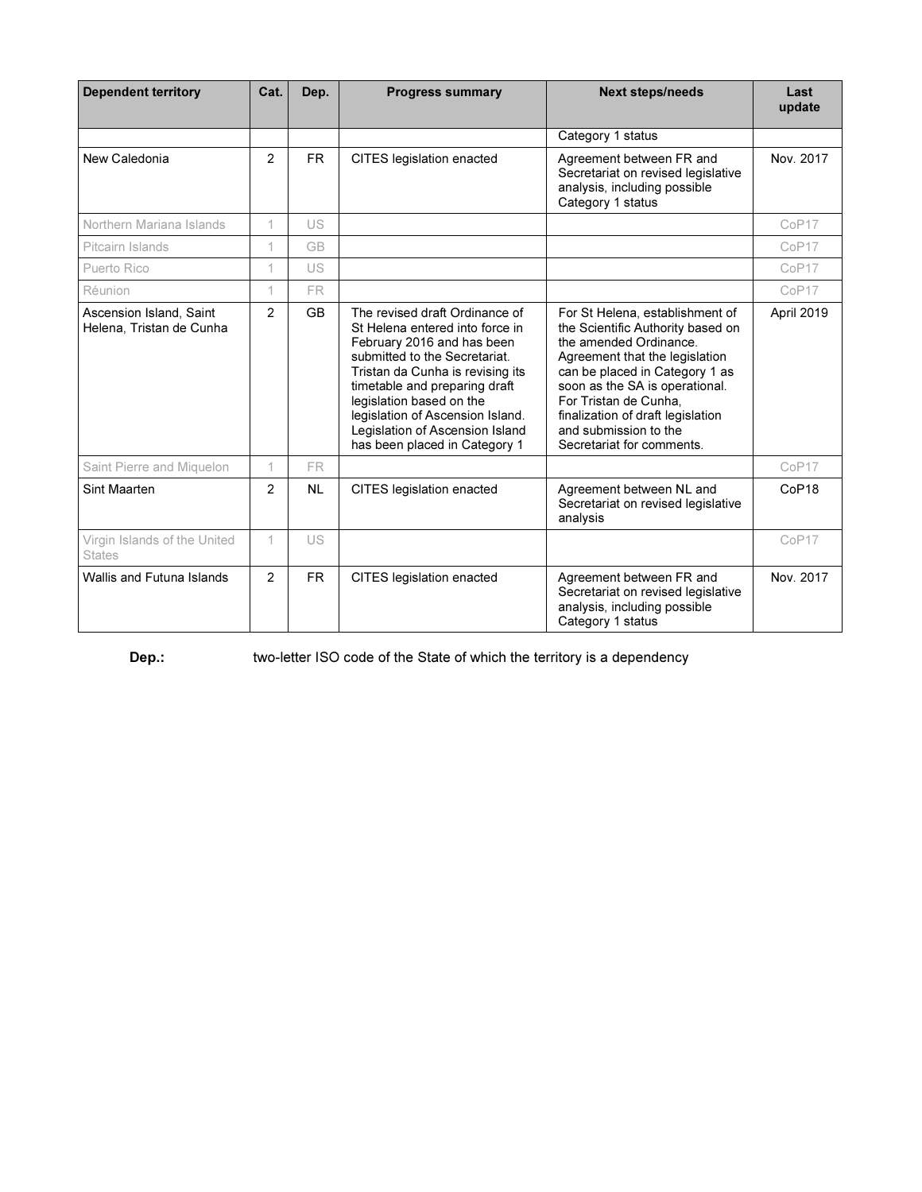| Dependent territory | Cat. | Dep. | Progress summary | Next steps/needs | Last update |
|---|---|---|---|---|---|
| | | | | Category 1 status | |
| New Caledonia | 2 | FR | CITES legislation enacted | Agreement between FR and Secretariat on revised legislative analysis, including possible Category 1 status | Nov. 2017 |
| Northern Mariana Islands | 1 | US | | | CoP17 |
| Pitcairn Islands | 1 | GB | | | CoP17 |
| Puerto Rico | 1 | US | | | CoP17 |
| Réunion | 1 | FR | | | CoP17 |
| Ascension Island, Saint Helena, Tristan de Cunha | 2 | GB | The revised draft Ordinance of St Helena entered into force in February 2016 and has been submitted to the Secretariat. Tristan da Cunha is revising its timetable and preparing draft legislation based on the legislation of Ascension Island. Legislation of Ascension Island has been placed in Category 1 | For St Helena, establishment of the Scientific Authority based on the amended Ordinance. Agreement that the legislation can be placed in Category 1 as soon as the SA is operational. For Tristan de Cunha, finalization of draft legislation and submission to the Secretariat for comments. | April 2019 |
| Saint Pierre and Miquelon | 1 | FR | | | CoP17 |
| Sint Maarten | 2 | NL | CITES legislation enacted | Agreement between NL and Secretariat on revised legislative analysis | CoP18 |
| Virgin Islands of the United States | 1 | US | | | CoP17 |
| Wallis and Futuna Islands | 2 | FR | CITES legislation enacted | Agreement between FR and Secretariat on revised legislative analysis, including possible Category 1 status | Nov. 2017 |

**Dep.:** two-letter ISO code of the State of which the territory is a dependency